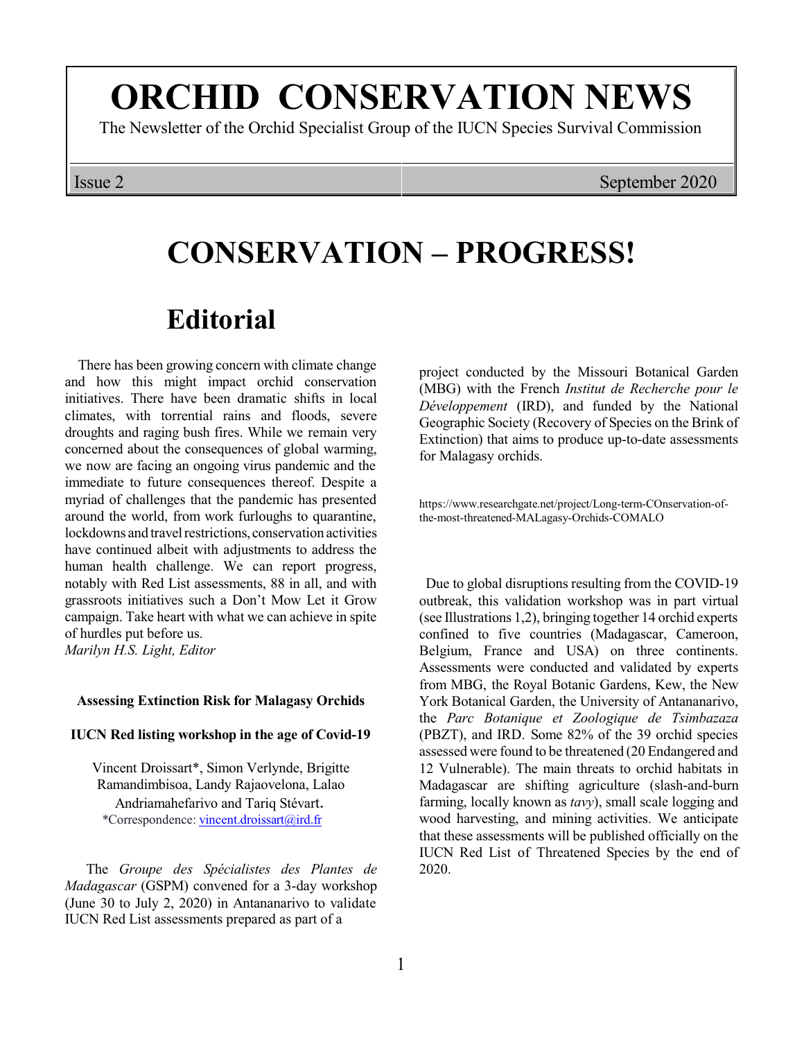# ORCHID CONSERVATION NEWS

The Newsletter of the Orchid Specialist Group of the IUCN Species Survival Commission

Issue 2 | September 2020

# CONSERVATION – PROGRESS!

## Editorial

There has been growing concern with climate change and how this might impact orchid conservation initiatives. There have been dramatic shifts in local climates, with torrential rains and floods, severe droughts and raging bush fires. While we remain very concerned about the consequences of global warming, we now are facing an ongoing virus pandemic and the immediate to future consequences thereof. Despite a myriad of challenges that the pandemic has presented around the world, from work furloughs to quarantine, lockdowns and travel restrictions, conservation activities have continued albeit with adjustments to address the human health challenge. We can report progress, notably with Red List assessments, 88 in all, and with grassroots initiatives such a Don't Mow Let it Grow campaign. Take heart with what we can achieve in spite of hurdles put before us.

*Marilyn H.S. Light, Editor*

### Assessing Extinction Risk for Malagasy Orchids

### IUCN Red listing workshop in the age of Covid-19

Vincent Droissart*, Simon Verlynde, Brigitte Ramandimbisoa, Landy Rajaovelona, Lalao Andriamahefarivo and Tariq Stévart.

*Correspondence: vincent.droissart@ird.fr

The *Groupe des Spécialistes des Plantes de Madagascar* (GSPM) convened for a 3-day workshop (June 30 to July 2, 2020) in Antananarivo to validate IUCN Red List assessments prepared as part of a project conducted by the Missouri Botanical Garden (MBG) with the French *Institut de Recherche pour le Développement* (IRD), and funded by the National Geographic Society (Recovery of Species on the Brink of Extinction) that aims to produce up-to-date assessments for Malagasy orchids.

https://www.researchgate.net/project/Long-term-COnservation-of-the-most-threatened-MALagasy-Orchids-COMALO

Due to global disruptions resulting from the COVID-19 outbreak, this validation workshop was in part virtual (see Illustrations 1,2), bringing together 14 orchid experts confined to five countries (Madagascar, Cameroon, Belgium, France and USA) on three continents. Assessments were conducted and validated by experts from MBG, the Royal Botanic Gardens, Kew, the New York Botanical Garden, the University of Antananarivo, the *Parc Botanique et Zoologique de Tsimbazaza* (PBZT), and IRD. Some 82% of the 39 orchid species assessed were found to be threatened (20 Endangered and 12 Vulnerable). The main threats to orchid habitats in Madagascar are shifting agriculture (slash-and-burn farming, locally known as *tavy*), small scale logging and wood harvesting, and mining activities. We anticipate that these assessments will be published officially on the IUCN Red List of Threatened Species by the end of 2020.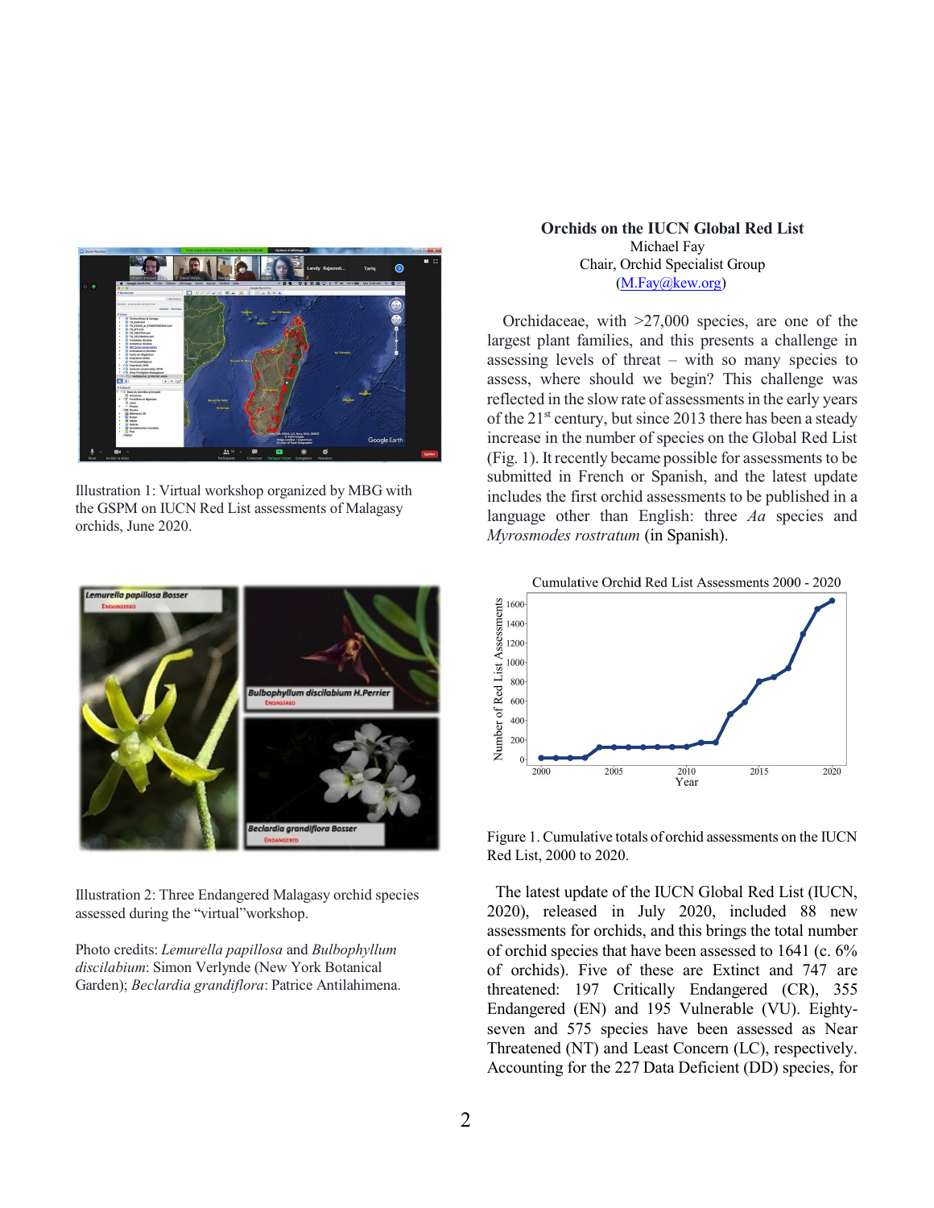Illustration 1: Virtual workshop organized by MBG with the GSPM on IUCN Red List assessments of Malagasy orchids, June 2020.

Lemurella papillosa Bosser
ENDANGERED

Bulbophyllum discilabium H.Perrier
ENDANGERED

Beclardia grandiflora Bosser
ENDANGERED

Illustration 2: Three Endangered Malagasy orchid species assessed during the “virtual”workshop.

Photo credits: *Lemurella papillosa* and *Bulbophyllum discilabium*: Simon Verlynde (New York Botanical Garden); *Beclardia grandiflora*: Patrice Antilahimena.

## Orchids on the IUCN Global Red List

Michael Fay
Chair, Orchid Specialist Group
(M.Fay@kew.org)

Orchidaceae, with >27,000 species, are one of the largest plant families, and this presents a challenge in assessing levels of threat – with so many species to assess, where should we begin? This challenge was reflected in the slow rate of assessments in the early years of the 21st century, but since 2013 there has been a steady increase in the number of species on the Global Red List (Fig. 1). It recently became possible for assessments to be submitted in French or Spanish, and the latest update includes the first orchid assessments to be published in a language other than English: three *Aa* species and *Myrosmodes rostratum* (in Spanish).

Cumulative Orchid Red List Assessments 2000 - 2020

Number of Red List Assessments

0
200
400
600
800
1000
1200
1400
1600

2000
2005
2010
2015
2020

Year

Figure 1. Cumulative totals of orchid assessments on the IUCN Red List, 2000 to 2020.

The latest update of the IUCN Global Red List (IUCN, 2020), released in July 2020, included 88 new assessments for orchids, and this brings the total number of orchid species that have been assessed to 1641 (c. 6% of orchids). Five of these are Extinct and 747 are threatened: 197 Critically Endangered (CR), 355 Endangered (EN) and 195 Vulnerable (VU). Eighty-seven and 575 species have been assessed as Near Threatened (NT) and Least Concern (LC), respectively. Accounting for the 227 Data Deficient (DD) species, for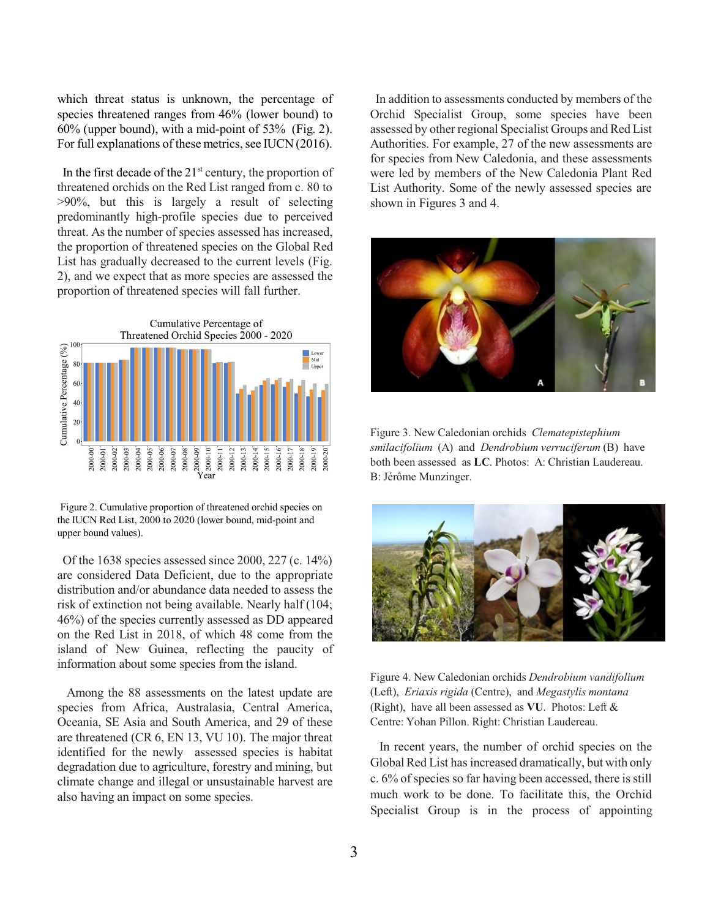which threat status is unknown, the percentage of species threatened ranges from 46% (lower bound) to 60% (upper bound), with a mid-point of 53% (Fig. 2). For full explanations of these metrics, see IUCN (2016).

In the first decade of the 21[st] century, the proportion of threatened orchids on the Red List ranged from c. 80 to >90%, but this is largely a result of selecting predominantly high-profile species due to perceived threat. As the number of species assessed has increased, the proportion of threatened species on the Global Red List has gradually decreased to the current levels (Fig. 2), and we expect that as more species are assessed the proportion of threatened species will fall further.

Cumulative Percentage of
Threatened Orchid Species 2000 - 2020

Cumulative Percentage (%)

100
80
60
40
20
0

Lower
Mid
Upper

2000-00
2000-01
2000-02
2000-03
2000-04
2000-05
2000-06
2000-07
2000-08
2000-09
2000-10
2000-11
2000-12
2000-13
2000-14
2000-15
2000-16
2000-17
2000-18
2000-19
2000-20

Year

Figure 2. Cumulative proportion of threatened orchid species on the IUCN Red List, 2000 to 2020 (lower bound, mid-point and upper bound values).

Of the 1638 species assessed since 2000, 227 (c. 14%) are considered Data Deficient, due to the appropriate distribution and/or abundance data needed to assess the risk of extinction not being available. Nearly half (104; 46%) of the species currently assessed as DD appeared on the Red List in 2018, of which 48 come from the island of New Guinea, reflecting the paucity of information about some species from the island.

Among the 88 assessments on the latest update are species from Africa, Australasia, Central America, Oceania, SE Asia and South America, and 29 of these are threatened (CR 6, EN 13, VU 10). The major threat identified for the newly assessed species is habitat degradation due to agriculture, forestry and mining, but climate change and illegal or unsustainable harvest are also having an impact on some species.

In addition to assessments conducted by members of the Orchid Specialist Group, some species have been assessed by other regional Specialist Groups and Red List Authorities. For example, 27 of the new assessments are for species from New Caledonia, and these assessments were led by members of the New Caledonia Plant Red List Authority. Some of the newly assessed species are shown in Figures 3 and 4.

Figure 3. New Caledonian orchids *Clematepistephium smilacifolium* (A) and *Dendrobium verruciferum* (B) have both been assessed as **LC**. Photos: A: Christian Laudereau. B: Jérôme Munzinger.

Figure 4. New Caledonian orchids *Dendrobium vandifolium* (Left), *Eriaxis rigida* (Centre), and *Megastylis montana* (Right), have all been assessed as **VU**. Photos: Left & Centre: Yohan Pillon. Right: Christian Laudereau.

In recent years, the number of orchid species on the Global Red List has increased dramatically, but with only c. 6% of species so far having been accessed, there is still much work to be done. To facilitate this, the Orchid Specialist Group is in the process of appointing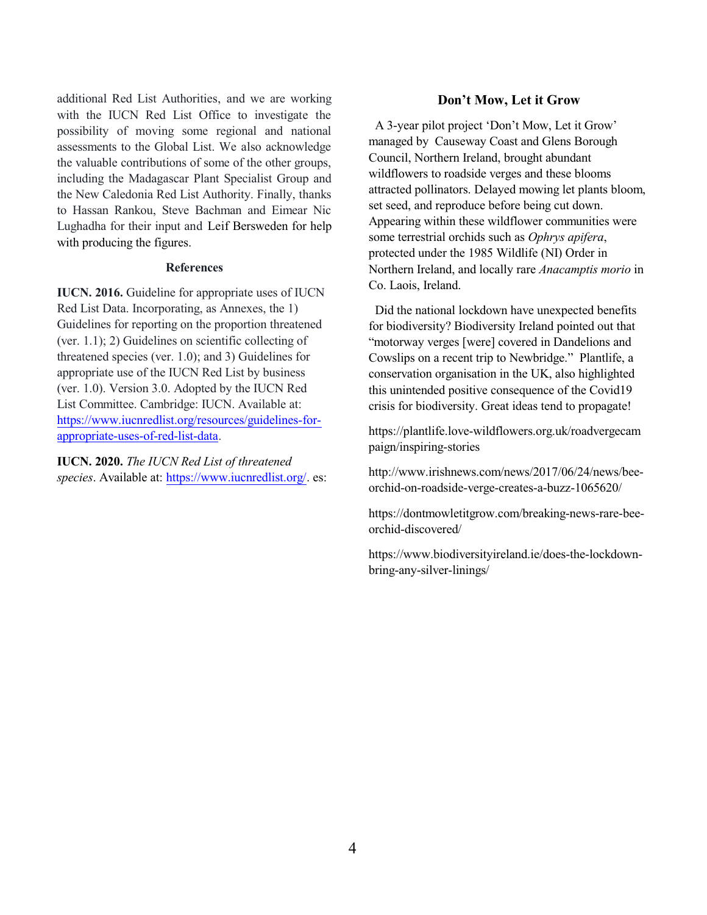additional Red List Authorities, and we are working with the IUCN Red List Office to investigate the possibility of moving some regional and national assessments to the Global List. We also acknowledge the valuable contributions of some of the other groups, including the Madagascar Plant Specialist Group and the New Caledonia Red List Authority. Finally, thanks to Hassan Rankou, Steve Bachman and Eimear Nic Lughadha for their input and Leif Bersweden for help with producing the figures.

### References

**IUCN. 2016.** Guideline for appropriate uses of IUCN Red List Data. Incorporating, as Annexes, the 1) Guidelines for reporting on the proportion threatened (ver. 1.1); 2) Guidelines on scientific collecting of threatened species (ver. 1.0); and 3) Guidelines for appropriate use of the IUCN Red List by business (ver. 1.0). Version 3.0. Adopted by the IUCN Red List Committee. Cambridge: IUCN. Available at: https://www.iucnredlist.org/resources/guidelines-for-appropriate-uses-of-red-list-data.

**IUCN. 2020.** *The IUCN Red List of threatened species*. Available at: https://www.iucnredlist.org/. es:

## Don't Mow, Let it Grow

A 3-year pilot project 'Don't Mow, Let it Grow' managed by Causeway Coast and Glens Borough Council, Northern Ireland, brought abundant wildflowers to roadside verges and these blooms attracted pollinators. Delayed mowing let plants bloom, set seed, and reproduce before being cut down. Appearing within these wildflower communities were some terrestrial orchids such as *Ophrys apifera*, protected under the 1985 Wildlife (NI) Order in Northern Ireland, and locally rare *Anacamptis morio* in Co. Laois, Ireland.

Did the national lockdown have unexpected benefits for biodiversity? Biodiversity Ireland pointed out that "motorway verges [were] covered in Dandelions and Cowslips on a recent trip to Newbridge." Plantlife, a conservation organisation in the UK, also highlighted this unintended positive consequence of the Covid19 crisis for biodiversity. Great ideas tend to propagate!

https://plantlife.love-wildflowers.org.uk/roadvergecampaign/inspiring-stories

http://www.irishnews.com/news/2017/06/24/news/bee-orchid-on-roadside-verge-creates-a-buzz-1065620/

https://dontmowletitgrow.com/breaking-news-rare-bee-orchid-discovered/

https://www.biodiversityireland.ie/does-the-lockdown-bring-any-silver-linings/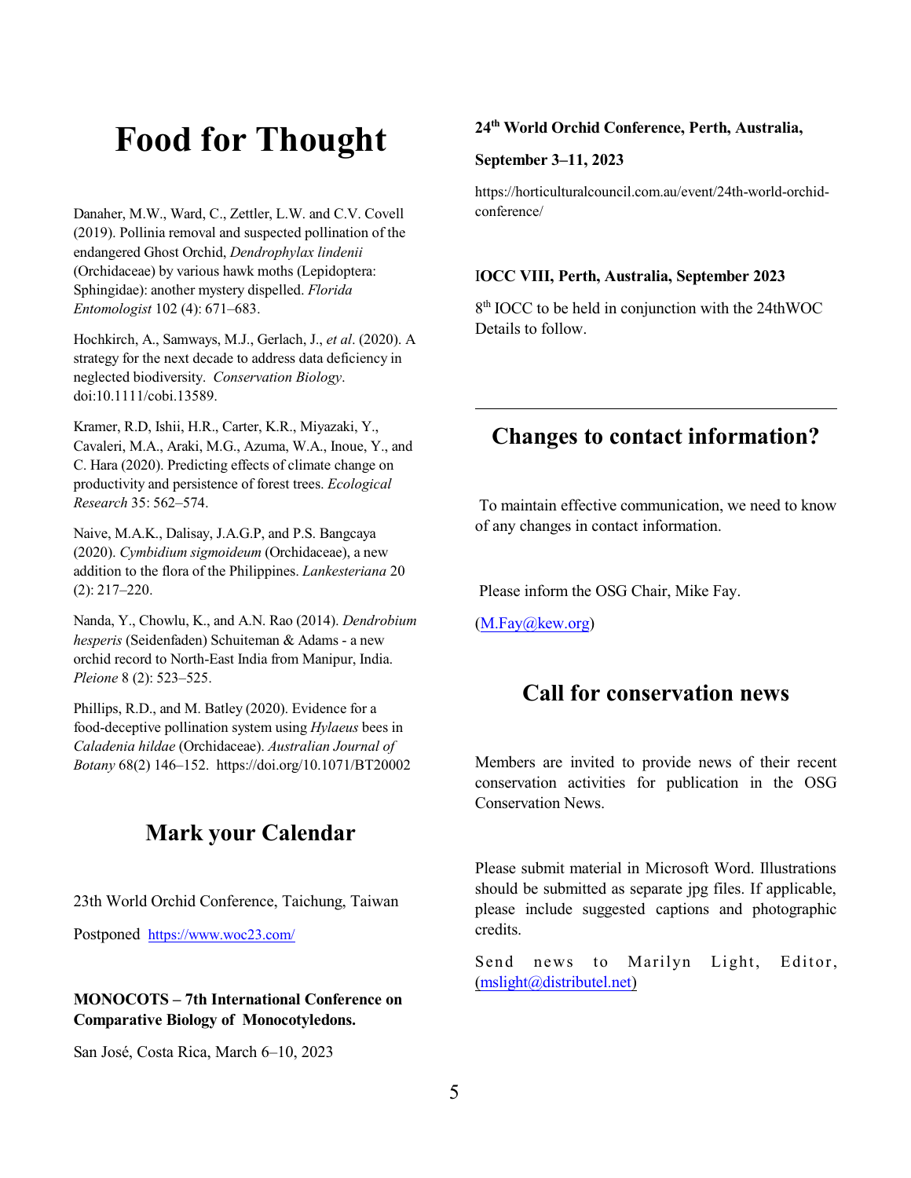# Food for Thought

Danaher, M.W., Ward, C., Zettler, L.W. and C.V. Covell (2019). Pollinia removal and suspected pollination of the endangered Ghost Orchid, *Dendrophylax lindenii* (Orchidaceae) by various hawk moths (Lepidoptera: Sphingidae): another mystery dispelled. *Florida Entomologist* 102 (4): 671–683.

Hochkirch, A., Samways, M.J., Gerlach, J., *et al*. (2020). A strategy for the next decade to address data deficiency in neglected biodiversity. *Conservation Biology*. doi:10.1111/cobi.13589.

Kramer, R.D, Ishii, H.R., Carter, K.R., Miyazaki, Y., Cavaleri, M.A., Araki, M.G., Azuma, W.A., Inoue, Y., and C. Hara (2020). Predicting effects of climate change on productivity and persistence of forest trees. *Ecological Research* 35: 562–574.

Naive, M.A.K., Dalisay, J.A.G.P, and P.S. Bangcaya (2020). *Cymbidium sigmoideum* (Orchidaceae), a new addition to the flora of the Philippines. *Lankesteriana* 20 (2): 217–220.

Nanda, Y., Chowlu, K., and A.N. Rao (2014). *Dendrobium hesperis* (Seidenfaden) Schuiteman & Adams - a new orchid record to North-East India from Manipur, India. *Pleione* 8 (2): 523–525.

Phillips, R.D., and M. Batley (2020). Evidence for a food-deceptive pollination system using *Hylaeus* bees in *Caladenia hildae* (Orchidaceae). *Australian Journal of Botany* 68(2) 146–152. https://doi.org/10.1071/BT20002

## Mark your Calendar

23th World Orchid Conference, Taichung, Taiwan

Postponed https://www.woc23.com/

**MONOCOTS – 7th International Conference on Comparative Biology of Monocotyledons.**

San José, Costa Rica, March 6–10, 2023

**24th World Orchid Conference, Perth, Australia, September 3–11, 2023**

https://horticulturalcouncil.com.au/event/24th-world-orchid-conference/

**IOCC VIII, Perth, Australia, September 2023**

8th IOCC to be held in conjunction with the 24thWOC Details to follow.

## Changes to contact information?

To maintain effective communication, we need to know of any changes in contact information.

Please inform the OSG Chair, Mike Fay.

(M.Fay@kew.org)

## Call for conservation news

Members are invited to provide news of their recent conservation activities for publication in the OSG Conservation News.

Please submit material in Microsoft Word. Illustrations should be submitted as separate jpg files. If applicable, please include suggested captions and photographic credits.

Send news to Marilyn Light, Editor, (mslight@distributel.net)